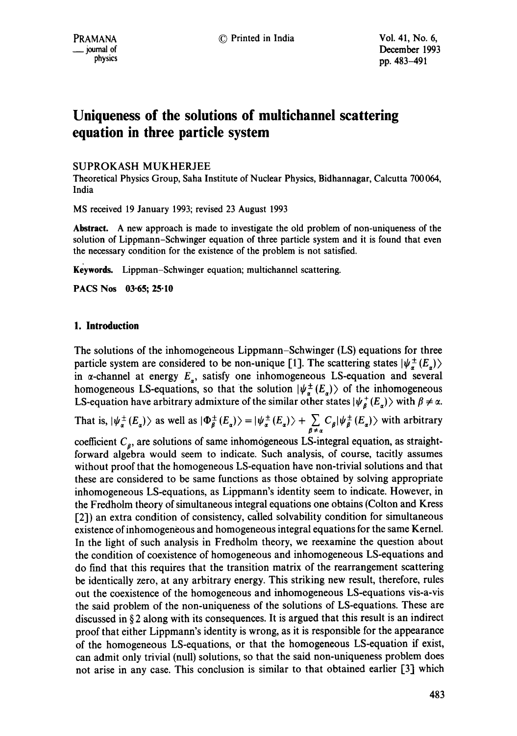# Uniqueness of the solutions of multichannel scattering equation in three particle system

SUPROKASH MUKHERJEE

Theoretical Physics Group, Saha Institute of Nuclear Physics, Bidhannagar, Calcutta 700064, India

MS received 19 January 1993; revised 23 August 1993

**Abstract.** A new approach is made to investigate the old problem of non-uniqueness of the solution of Lippmann-Schwinger equation of three particle system and it is found that even the necessary condition for the existence of the problem is not satisfied.

**Keywords.** Lippman-Schwinger equation; multichannel scattering.

**PACS Nos** 03·65; 25·10

## 1. Introduction

The solutions of the inhomogeneous Lippmann-Schwinger (LS) equations for three particle system are considered to be non-unique [1]. The scattering states $|\psi_\alpha^\pm(E_\alpha)\rangle$ in $\alpha$-channel at energy $E_\alpha$, satisfy one inhomogeneous LS-equation and several homogeneous LS-equations, so that the solution $|\psi_\alpha^\pm(E_\alpha)\rangle$ of the inhomogeneous LS-equation have arbitrary admixture of the similar other states $|\psi_\beta^+(E_\alpha)\rangle$ with $\beta \neq \alpha$. That is, $|\psi_\alpha^\pm(E_\alpha)\rangle$ as well as $|\Phi_\beta^\pm(E_\alpha)\rangle = |\psi_\alpha^\pm(E_\alpha)\rangle + \sum_{\beta \neq \alpha} C_\beta |\psi_\beta^\pm(E_\alpha)\rangle$ with arbitrary coefficient $C_\beta$, are solutions of same inhomogeneous LS-integral equation, as straightforward algebra would seem to indicate. Such analysis, of course, tacitly assumes without proof that the homogeneous LS-equation have non-trivial solutions and that these are considered to be same functions as those obtained by solving appropriate inhomogeneous LS-equations, as Lippmann's identity seem to indicate. However, in the Fredholm theory of simultaneous integral equations one obtains (Colton and Kress [2]) an extra condition of consistency, called solvability condition for simultaneous existence of inhomogeneous and homogeneous integral equations for the same Kernel. In the light of such analysis in Fredholm theory, we reexamine the question about the condition of coexistence of homogeneous and inhomogeneous LS-equations and do find that this requires that the transition matrix of the rearrangement scattering be identically zero, at any arbitrary energy. This striking new result, therefore, rules out the coexistence of the homogeneous and inhomogeneous LS-equations vis-a-vis the said problem of the non-uniqueness of the solutions of LS-equations. These are discussed in § 2 along with its consequences. It is argued that this result is an indirect proof that either Lippmann's identity is wrong, as it is responsible for the appearance of the homogeneous LS-equations, or that the homogeneous LS-equation if exist, can admit only trivial (null) solutions, so that the said non-uniqueness problem does not arise in any case. This conclusion is similar to that obtained earlier [3] which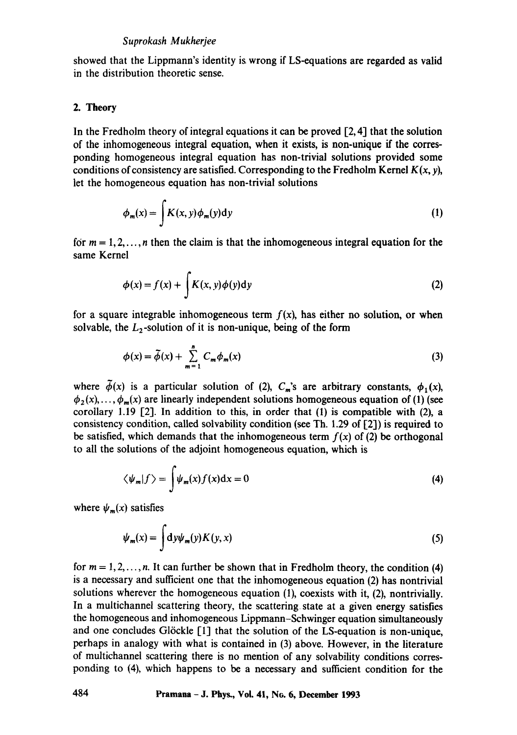showed that the Lippmann's identity is wrong if LS-equations are regarded as valid in the distribution theoretic sense.

## 2. Theory

In the Fredholm theory of integral equations it can be proved [2, 4] that the solution of the inhomogeneous integral equation, when it exists, is non-unique if the corresponding homogeneous integral equation has non-trivial solutions provided some conditions of consistency are satisfied. Corresponding to the Fredholm Kernel $K(x, y)$, let the homogeneous equation has non-trivial solutions

$$\phi_m(x) = \int K(x, y)\phi_m(y)\mathrm{d}y \tag{1}$$

for $m = 1, 2, \ldots, n$ then the claim is that the inhomogeneous integral equation for the same Kernel

$$\phi(x) = f(x) + \int K(x, y)\phi(y)\mathrm{d}y \tag{2}$$

for a square integrable inhomogeneous term $f(x)$, has either no solution, or when solvable, the $L_2$-solution of it is non-unique, being of the form

$$\phi(x) = \tilde{\phi}(x) + \sum_{m=1}^{n} C_m\phi_m(x) \tag{3}$$

where $\tilde{\phi}(x)$ is a particular solution of (2), $C_m$'s are arbitrary constants, $\phi_1(x)$, $\phi_2(x), \ldots, \phi_m(x)$ are linearly independent solutions homogeneous equation of (1) (see corollary 1.19 [2]. In addition to this, in order that (1) is compatible with (2), a consistency condition, called solvability condition (see Th. 1.29 of [2]) is required to be satisfied, which demands that the inhomogeneous term $f(x)$ of (2) be orthogonal to all the solutions of the adjoint homogeneous equation, which is

$$\langle\psi_m|f\rangle = \int \psi_m(x)f(x)\mathrm{d}x = 0 \tag{4}$$

where $\psi_m(x)$ satisfies

$$\psi_m(x) = \int \mathrm{d}y\psi_m(y)K(y, x) \tag{5}$$

for $m = 1, 2, \ldots, n$. It can further be shown that in Fredholm theory, the condition (4) is a necessary and sufficient one that the inhomogeneous equation (2) has nontrivial solutions wherever the homogeneous equation (1), coexists with it, (2), nontrivially. In a multichannel scattering theory, the scattering state at a given energy satisfies the homogeneous and inhomogeneous Lippmann–Schwinger equation simultaneously and one concludes Glöckle [1] that the solution of the LS-equation is non-unique, perhaps in analogy with what is contained in (3) above. However, in the literature of multichannel scattering there is no mention of any solvability conditions corresponding to (4), which happens to be a necessary and sufficient condition for the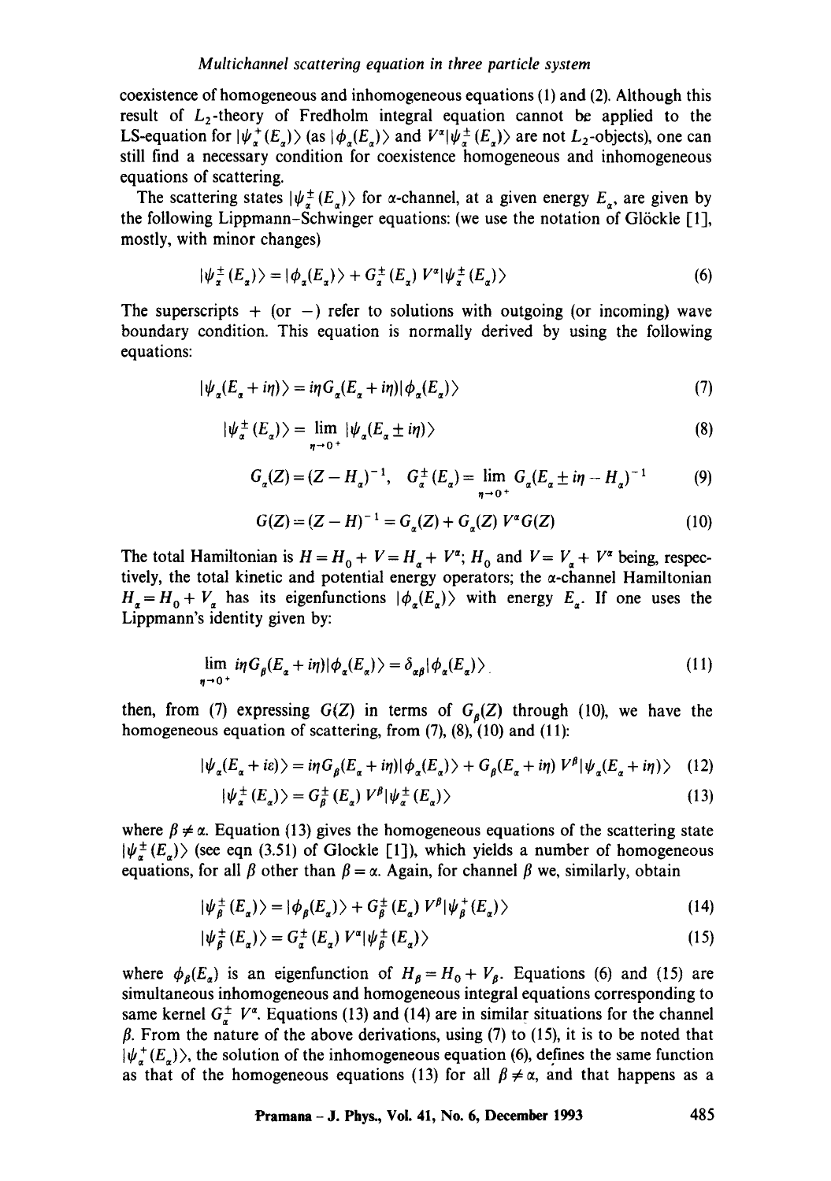coexistence of homogeneous and inhomogeneous equations (1) and (2). Although this result of $L_2$-theory of Fredholm integral equation cannot be applied to the LS-equation for $|\psi_\alpha^+(E_\alpha)\rangle$ (as $|\phi_\alpha(E_\alpha)\rangle$ and $V^\alpha|\psi_\alpha^\pm(E_\alpha)\rangle$ are not $L_2$-objects), one can still find a necessary condition for coexistence homogeneous and inhomogeneous equations of scattering.

The scattering states $|\psi_\alpha^\pm(E_\alpha)\rangle$ for $\alpha$-channel, at a given energy $E_\alpha$, are given by the following Lippmann–Schwinger equations: (we use the notation of Glöckle [1], mostly, with minor changes)

$$|\psi_\alpha^\pm(E_\alpha)\rangle = |\phi_\alpha(E_\alpha)\rangle + G_\alpha^\pm(E_\alpha)\, V^\alpha|\psi_\alpha^\pm(E_\alpha)\rangle \tag{6}$$

The superscripts $+$ (or $-$) refer to solutions with outgoing (or incoming) wave boundary condition. This equation is normally derived by using the following equations:

$$|\psi_\alpha(E_\alpha + i\eta)\rangle = i\eta G_\alpha(E_\alpha + i\eta)|\phi_\alpha(E_\alpha)\rangle \tag{7}$$

$$|\psi_\alpha^\pm(E_\alpha)\rangle = \lim_{\eta\to 0^+} |\psi_\alpha(E_\alpha \pm i\eta)\rangle \tag{8}$$

$$G_\alpha(Z) = (Z - H_\alpha)^{-1}, \quad G_\alpha^\pm(E_\alpha) = \lim_{\eta\to 0^+} G_\alpha(E_\alpha \pm i\eta - H_\alpha)^{-1} \tag{9}$$

$$G(Z) = (Z - H)^{-1} = G_\alpha(Z) + G_\alpha(Z)\, V^\alpha G(Z) \tag{10}$$

The total Hamiltonian is $H = H_0 + V = H_\alpha + V^\alpha$; $H_0$ and $V = V_\alpha + V^\alpha$ being, respectively, the total kinetic and potential energy operators; the $\alpha$-channel Hamiltonian $H_\alpha = H_0 + V_\alpha$ has its eigenfunctions $|\phi_\alpha(E_\alpha)\rangle$ with energy $E_\alpha$. If one uses the Lippmann's identity given by:

$$\lim_{\eta\to 0^+} i\eta G_\beta(E_\alpha + i\eta)|\phi_\alpha(E_\alpha)\rangle = \delta_{\alpha\beta}|\phi_\alpha(E_\alpha)\rangle \tag{11}$$

then, from (7) expressing $G(Z)$ in terms of $G_\beta(Z)$ through (10), we have the homogeneous equation of scattering, from (7), (8), (10) and (11):

$$|\psi_\alpha(E_\alpha + i\varepsilon)\rangle = i\eta G_\beta(E_\alpha + i\eta)|\phi_\alpha(E_\alpha)\rangle + G_\beta(E_\alpha + i\eta)\, V^\beta|\psi_\alpha(E_\alpha + i\eta)\rangle \tag{12}$$

$$|\psi_\alpha^\pm(E_\alpha)\rangle = G_\beta^\pm(E_\alpha)\, V^\beta|\psi_\alpha^\pm(E_\alpha)\rangle \tag{13}$$

where $\beta \neq \alpha$. Equation (13) gives the homogeneous equations of the scattering state $|\psi_\alpha^\pm(E_\alpha)\rangle$ (see eqn (3.51) of Glockle [1]), which yields a number of homogeneous equations, for all $\beta$ other than $\beta = \alpha$. Again, for channel $\beta$ we, similarly, obtain

$$|\psi_\beta^\pm(E_\alpha)\rangle = |\phi_\beta(E_\alpha)\rangle + G_\beta^\pm(E_\alpha)\, V^\beta|\psi_\beta^+(E_\alpha)\rangle \tag{14}$$

$$|\psi_\beta^\pm(E_\alpha)\rangle = G_\alpha^\pm(E_\alpha)\, V^\alpha|\psi_\beta^\pm(E_\alpha)\rangle \tag{15}$$

where $\phi_\beta(E_\alpha)$ is an eigenfunction of $H_\beta = H_0 + V_\beta$. Equations (6) and (15) are simultaneous inhomogeneous and homogeneous integral equations corresponding to same kernel $G_\alpha^\pm V^\alpha$. Equations (13) and (14) are in similar situations for the channel $\beta$. From the nature of the above derivations, using (7) to (15), it is to be noted that $|\psi_\alpha^+(E_\alpha)\rangle$, the solution of the inhomogeneous equation (6), defines the same function as that of the homogeneous equations (13) for all $\beta \neq \alpha$, and that happens as a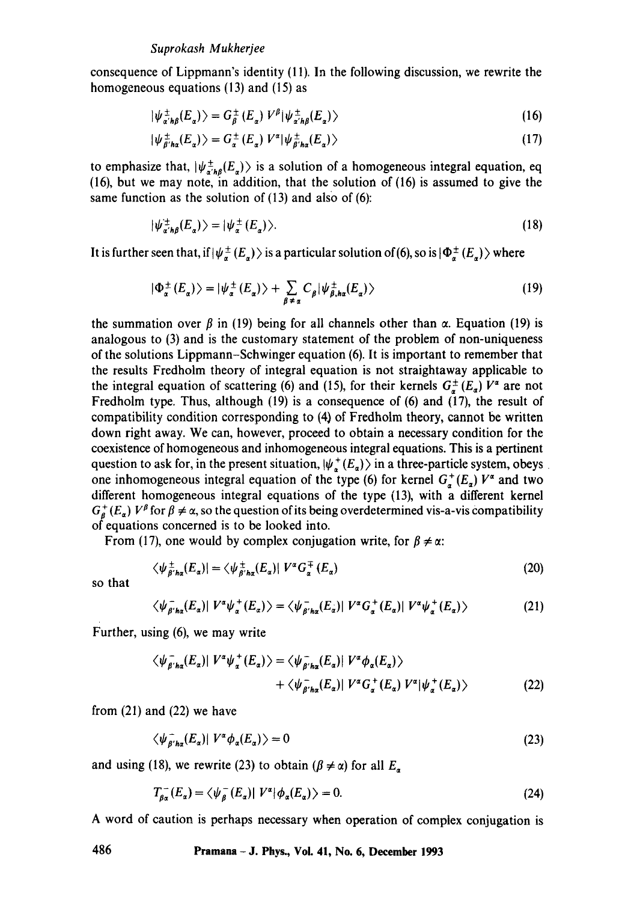consequence of Lippmann's identity (11). In the following discussion, we rewrite the homogeneous equations (13) and (15) as

$$|\psi^{\pm}_{\alpha' h\beta}(E_\alpha)\rangle = G^{\pm}_{\beta}(E_\alpha)\, V^{\beta}|\psi^{\pm}_{\alpha' h\beta}(E_\alpha)\rangle \tag{16}$$

$$|\psi^{\pm}_{\beta' h\alpha}(E_\alpha)\rangle = G^{\pm}_{\alpha}(E_\alpha)\, V^{\alpha}|\psi^{\pm}_{\beta' h\alpha}(E_\alpha)\rangle \tag{17}$$

to emphasize that, $|\psi^{\pm}_{\alpha' h\beta}(E_\alpha)\rangle$ is a solution of a homogeneous integral equation, eq (16), but we may note, in addition, that the solution of (16) is assumed to give the same function as the solution of (13) and also of (6):

$$|\psi^{\pm}_{\alpha' h\beta}(E_\alpha)\rangle = |\psi^{\pm}_{\alpha}(E_\alpha)\rangle. \tag{18}$$

It is further seen that, if $|\psi^{\pm}_{\alpha}(E_\alpha)\rangle$ is a particular solution of (6), so is $|\Phi^{\pm}_{\alpha}(E_\alpha)\rangle$ where

$$|\Phi^{\pm}_{\alpha}(E_\alpha)\rangle = |\psi^{\pm}_{\alpha}(E_\alpha)\rangle + \sum_{\beta \neq \alpha} C_\beta |\psi^{\pm}_{\beta, h\alpha}(E_\alpha)\rangle \tag{19}$$

the summation over $\beta$ in (19) being for all channels other than $\alpha$. Equation (19) is analogous to (3) and is the customary statement of the problem of non-uniqueness of the solutions Lippmann–Schwinger equation (6). It is important to remember that the results Fredholm theory of integral equation is not straightaway applicable to the integral equation of scattering (6) and (15), for their kernels $G^{\pm}_{\alpha}(E_\alpha)\, V^{\alpha}$ are not Fredholm type. Thus, although (19) is a consequence of (6) and (17), the result of compatibility condition corresponding to (4) of Fredholm theory, cannot be written down right away. We can, however, proceed to obtain a necessary condition for the coexistence of homogeneous and inhomogeneous integral equations. This is a pertinent question to ask for, in the present situation, $|\psi^{+}_{\alpha}(E_\alpha)\rangle$ in a three-particle system, obeys one inhomogeneous integral equation of the type (6) for kernel $G^{+}_{\alpha}(E_\alpha)\, V^{\alpha}$ and two different homogeneous integral equations of the type (13), with a different kernel $G^{+}_{\beta}(E_\alpha)\, V^{\beta}$ for $\beta \neq \alpha$, so the question of its being overdetermined vis-a-vis compatibility of equations concerned is to be looked into.

From (17), one would by complex conjugation write, for $\beta \neq \alpha$:

$$\langle \psi^{\pm}_{\beta' h\alpha}(E_\alpha)| = \langle \psi^{\pm}_{\beta' h\alpha}(E_\alpha)|\, V^{\alpha} G^{\mp}_{\alpha}(E_\alpha) \tag{20}$$

so that

$$\langle \psi^{-}_{\beta' h\alpha}(E_\alpha)|\, V^{\alpha}\psi^{+}_{\alpha}(E_\alpha)\rangle = \langle \psi^{-}_{\beta' h\alpha}(E_\alpha)|\, V^{\alpha} G^{+}_{\alpha}(E_\alpha)|\, V^{\alpha}\psi^{+}_{\alpha}(E_\alpha)\rangle \tag{21}$$

Further, using (6), we may write

$$\begin{aligned}\langle \psi^{-}_{\beta' h\alpha}(E_\alpha)|\, V^{\alpha}\psi^{+}_{\alpha}(E_\alpha)\rangle &= \langle \psi^{-}_{\beta' h\alpha}(E_\alpha)|\, V^{\alpha}\phi_{\alpha}(E_\alpha)\rangle \\ &\quad + \langle \psi^{-}_{\beta' h\alpha}(E_\alpha)|\, V^{\alpha} G^{+}_{\alpha}(E_\alpha)\, V^{\alpha}|\psi^{+}_{\alpha}(E_\alpha)\rangle \end{aligned} \tag{22}$$

from (21) and (22) we have

$$\langle \psi^{-}_{\beta' h\alpha}(E_\alpha)|\, V^{\alpha}\phi_{\alpha}(E_\alpha)\rangle = 0 \tag{23}$$

and using (18), we rewrite (23) to obtain ($\beta \neq \alpha$) for all $E_\alpha$

$$T^{-}_{\beta\alpha}(E_\alpha) = \langle \psi^{-}_{\beta}(E_\alpha)|\, V^{\alpha}|\phi_{\alpha}(E_\alpha)\rangle = 0. \tag{24}$$

A word of caution is perhaps necessary when operation of complex conjugation is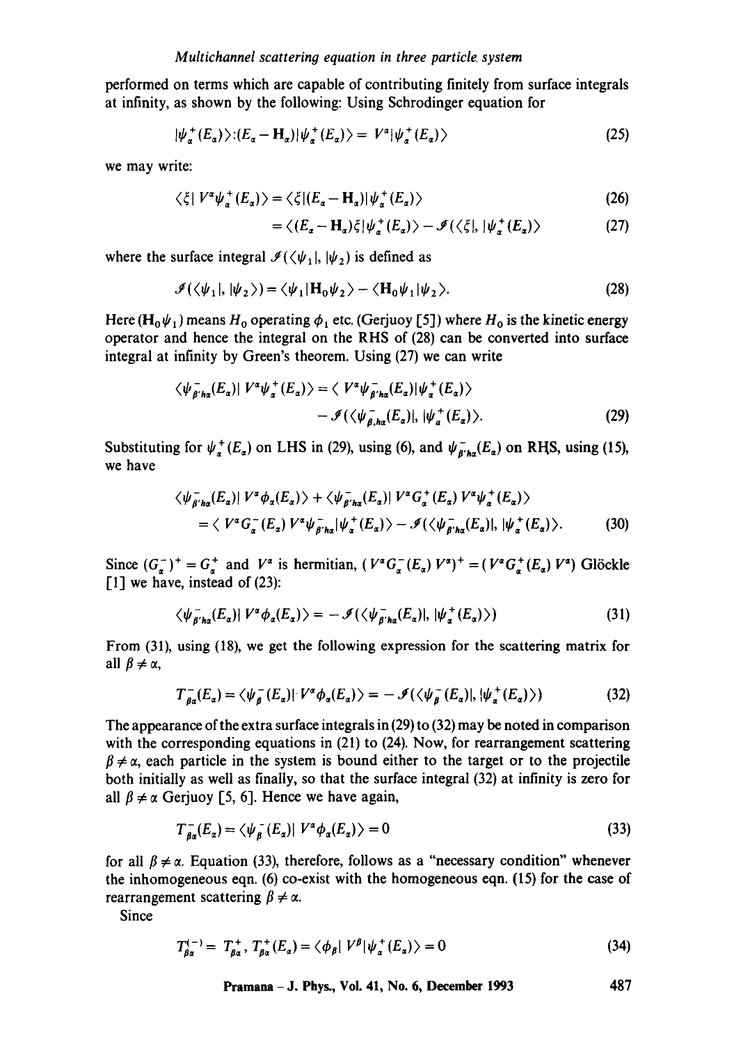performed on terms which are capable of contributing finitely from surface integrals at infinity, as shown by the following: Using Schrodinger equation for

$$|\psi_\alpha^+(E_\alpha)\rangle : (E_\alpha - \mathbf{H}_\alpha)|\psi_\alpha^+(E_\alpha)\rangle = V^\alpha|\psi_\alpha^+(E_\alpha)\rangle \tag{25}$$

we may write:

$$\langle\xi|\, V^\alpha\psi_\alpha^+(E_\alpha)\rangle = \langle\xi|(E_\alpha - \mathbf{H}_\alpha)|\psi_\alpha^+(E_\alpha)\rangle \tag{26}$$

$$= \langle(E_\alpha - \mathbf{H}_\alpha)\xi|\psi_\alpha^+(E_\alpha)\rangle - \mathscr{I}(\langle\xi|, |\psi_\alpha^+(E_\alpha)\rangle \tag{27}$$

where the surface integral $\mathscr{I}(\langle\psi_1|, |\psi_2)$ is defined as

$$\mathscr{I}(\langle\psi_1|, |\psi_2\rangle) = \langle\psi_1|\mathbf{H}_0\psi_2\rangle - \langle\mathbf{H}_0\psi_1|\psi_2\rangle. \tag{28}$$

Here $(\mathbf{H}_0\psi_1)$ means $H_0$ operating $\phi_1$ etc. (Gerjuoy [5]) where $H_0$ is the kinetic energy operator and hence the integral on the RHS of (28) can be converted into surface integral at infinity by Green's theorem. Using (27) we can write

$$\langle\psi_{\beta'h\alpha}^-(E_\alpha)|\, V^\alpha\psi_\alpha^+(E_\alpha)\rangle = \langle\, V^\alpha\psi_{\beta'h\alpha}^-(E_\alpha)|\psi_\alpha^+(E_\alpha)\rangle$$
$$- \mathscr{I}(\langle\psi_{\beta,h\alpha}^-(E_\alpha)|, |\psi_\alpha^+(E_\alpha)\rangle. \tag{29}$$

Substituting for $\psi_\alpha^+(E_\alpha)$ on LHS in (29), using (6), and $\psi_{\beta'h\alpha}^-(E_\alpha)$ on RHS, using (15), we have

$$\langle\psi_{\beta'h\alpha}^-(E_\alpha)|\, V^\alpha\phi_\alpha(E_\alpha)\rangle + \langle\psi_{\beta'h\alpha}^-(E_\alpha)|\, V^\alpha G_\alpha^+(E_\alpha)\, V^\alpha\psi_\alpha^+(E_\alpha)\rangle$$
$$= \langle\, V^\alpha G_\alpha^-(E_\alpha)\, V^\alpha\psi_{\beta'h\alpha}^-|\psi_\alpha^+(E_\alpha)\rangle - \mathscr{I}(\langle\psi_{\beta'h\alpha}^-(E_\alpha)|, |\psi_\alpha^+(E_\alpha)\rangle. \tag{30}$$

Since $(G_\alpha^-)^+ = G_\alpha^+$ and $V^\alpha$ is hermitian, $(\, V^\alpha G_\alpha^-(E_\alpha)\, V^\alpha)^+ = (\, V^\alpha G_\alpha^+(E_\alpha)\, V^\alpha)$ Glöckle [1] we have, instead of (23):

$$\langle\psi_{\beta'h\alpha}^-(E_\alpha)|\, V^\alpha\phi_\alpha(E_\alpha)\rangle = -\mathscr{I}(\langle\psi_{\beta'h\alpha}^-(E_\alpha)|, |\psi_\alpha^+(E_\alpha)\rangle) \tag{31}$$

From (31), using (18), we get the following expression for the scattering matrix for all $\beta \neq \alpha$,

$$T_{\beta\alpha}^-(E_\alpha) = \langle\psi_\beta^-(E_\alpha)|\, V^\alpha\phi_\alpha(E_\alpha)\rangle = -\mathscr{I}(\langle\psi_\beta^-(E_\alpha)|, |\psi_\alpha^+(E_\alpha)\rangle) \tag{32}$$

The appearance of the extra surface integrals in (29) to (32) may be noted in comparison with the corresponding equations in (21) to (24). Now, for rearrangement scattering $\beta \neq \alpha$, each particle in the system is bound either to the target or to the projectile both initially as well as finally, so that the surface integral (32) at infinity is zero for all $\beta \neq \alpha$ Gerjuoy [5, 6]. Hence we have again,

$$T_{\beta\alpha}^-(E_\alpha) = \langle\psi_\beta^-(E_\alpha)|\, V^\alpha\phi_\alpha(E_\alpha)\rangle = 0 \tag{33}$$

for all $\beta \neq \alpha$. Equation (33), therefore, follows as a "necessary condition" whenever the inhomogeneous eqn. (6) co-exist with the homogeneous eqn. (15) for the case of rearrangement scattering $\beta \neq \alpha$.

Since

$$T_{\beta\alpha}^{(-)} = T_{\beta\alpha}^+,\; T_{\beta\alpha}^+(E_\alpha) = \langle\phi_\beta|\, V^\beta|\psi_\alpha^+(E_\alpha)\rangle = 0 \tag{34}$$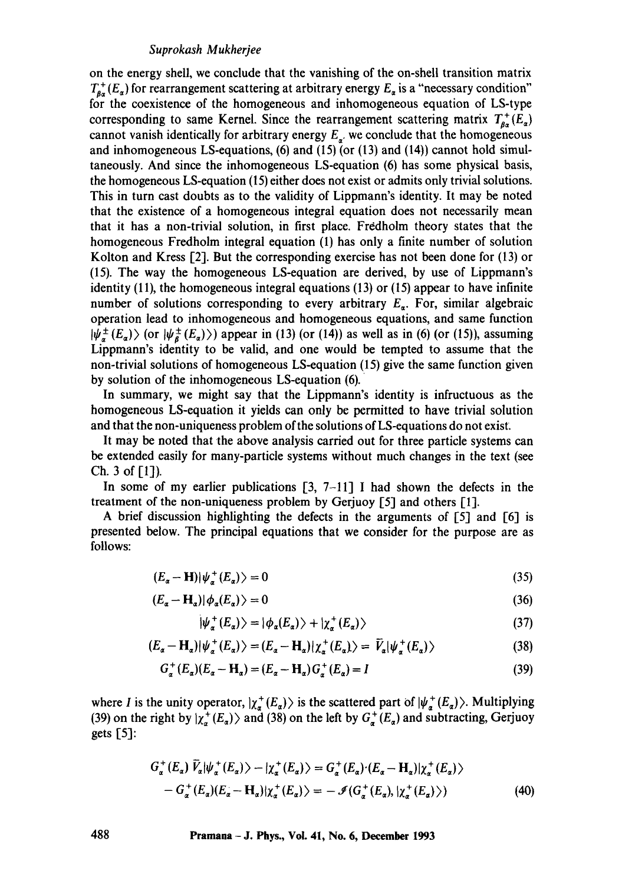on the energy shell, we conclude that the vanishing of the on-shell transition matrix $T^+_{\beta\alpha}(E_\alpha)$ for rearrangement scattering at arbitrary energy $E_\alpha$ is a "necessary condition" for the coexistence of the homogeneous and inhomogeneous equation of LS-type corresponding to same Kernel. Since the rearrangement scattering matrix $T^+_{\beta\alpha}(E_\alpha)$ cannot vanish identically for arbitrary energy $E_\alpha$ we conclude that the homogeneous and inhomogeneous LS-equations, (6) and (15) (or (13) and (14)) cannot hold simultaneously. And since the inhomogeneous LS-equation (6) has some physical basis, the homogeneous LS-equation (15) either does not exist or admits only trivial solutions. This in turn cast doubts as to the validity of Lippmann's identity. It may be noted that the existence of a homogeneous integral equation does not necessarily mean that it has a non-trivial solution, in first place. Fredholm theory states that the homogeneous Fredholm integral equation (1) has only a finite number of solution Kolton and Kress [2]. But the corresponding exercise has not been done for (13) or (15). The way the homogeneous LS-equation are derived, by use of Lippmann's identity (11), the homogeneous integral equations (13) or (15) appear to have infinite number of solutions corresponding to every arbitrary $E_\alpha$. For, similar algebraic operation lead to inhomogeneous and homogeneous equations, and same function $|\psi^\pm_\alpha(E_\alpha)\rangle$ (or $|\psi^\pm_\beta(E_\alpha)\rangle$) appear in (13) (or (14)) as well as in (6) (or (15)), assuming Lippmann's identity to be valid, and one would be tempted to assume that the non-trivial solutions of homogeneous LS-equation (15) give the same function given by solution of the inhomogeneous LS-equation (6).

In summary, we might say that the Lippmann's identity is infructuous as the homogeneous LS-equation it yields can only be permitted to have trivial solution and that the non-uniqueness problem of the solutions of LS-equations do not exist.

It may be noted that the above analysis carried out for three particle systems can be extended easily for many-particle systems without much changes in the text (see Ch. 3 of [1]).

In some of my earlier publications [3, 7–11] I had shown the defects in the treatment of the non-uniqueness problem by Gerjuoy [5] and others [1].

A brief discussion highlighting the defects in the arguments of [5] and [6] is presented below. The principal equations that we consider for the purpose are as follows:

$$(E_\alpha - \mathbf{H})|\psi^+_\alpha(E_\alpha)\rangle = 0 \tag{35}$$

$$(E_\alpha - \mathbf{H}_\alpha)|\phi_\alpha(E_\alpha)\rangle = 0 \tag{36}$$

$$|\psi^+_\alpha(E_\alpha)\rangle = |\phi_\alpha(E_\alpha)\rangle + |\chi^+_\alpha(E_\alpha)\rangle \tag{37}$$

$$(E_\alpha - \mathbf{H}_\alpha)|\psi^+_\alpha(E_\alpha)\rangle = (E_\alpha - \mathbf{H}_\alpha)|\chi^+_\alpha(E_\alpha)\rangle = \bar{V}_\alpha|\psi^+_\alpha(E_\alpha)\rangle \tag{38}$$

$$G^+_\alpha(E_\alpha)(E_\alpha - \mathbf{H}_\alpha) = (E_\alpha - \mathbf{H}_\alpha)G^+_\alpha(E_\alpha) = I \tag{39}$$

where $I$ is the unity operator, $|\chi^+_\alpha(E_\alpha)\rangle$ is the scattered part of $|\psi^+_\alpha(E_\alpha)\rangle$. Multiplying (39) on the right by $|\chi^+_\alpha(E_\alpha)\rangle$ and (38) on the left by $G^+_\alpha(E_\alpha)$ and subtracting, Gerjuoy gets [5]:

$$G^+_\alpha(E_\alpha)\,\bar{V}_\alpha|\psi^+_\alpha(E_\alpha)\rangle - |\chi^+_\alpha(E_\alpha)\rangle = G^+_\alpha(E_\alpha)\cdot(E_\alpha - \mathbf{H}_\alpha)|\chi^+_\alpha(E_\alpha)\rangle - G^+_\alpha(E_\alpha)(E_\alpha - \mathbf{H}_\alpha)|\chi^+_\alpha(E_\alpha)\rangle = -\mathscr{I}(G^+_\alpha(E_\alpha), |\chi^+_\alpha(E_\alpha)\rangle) \tag{40}$$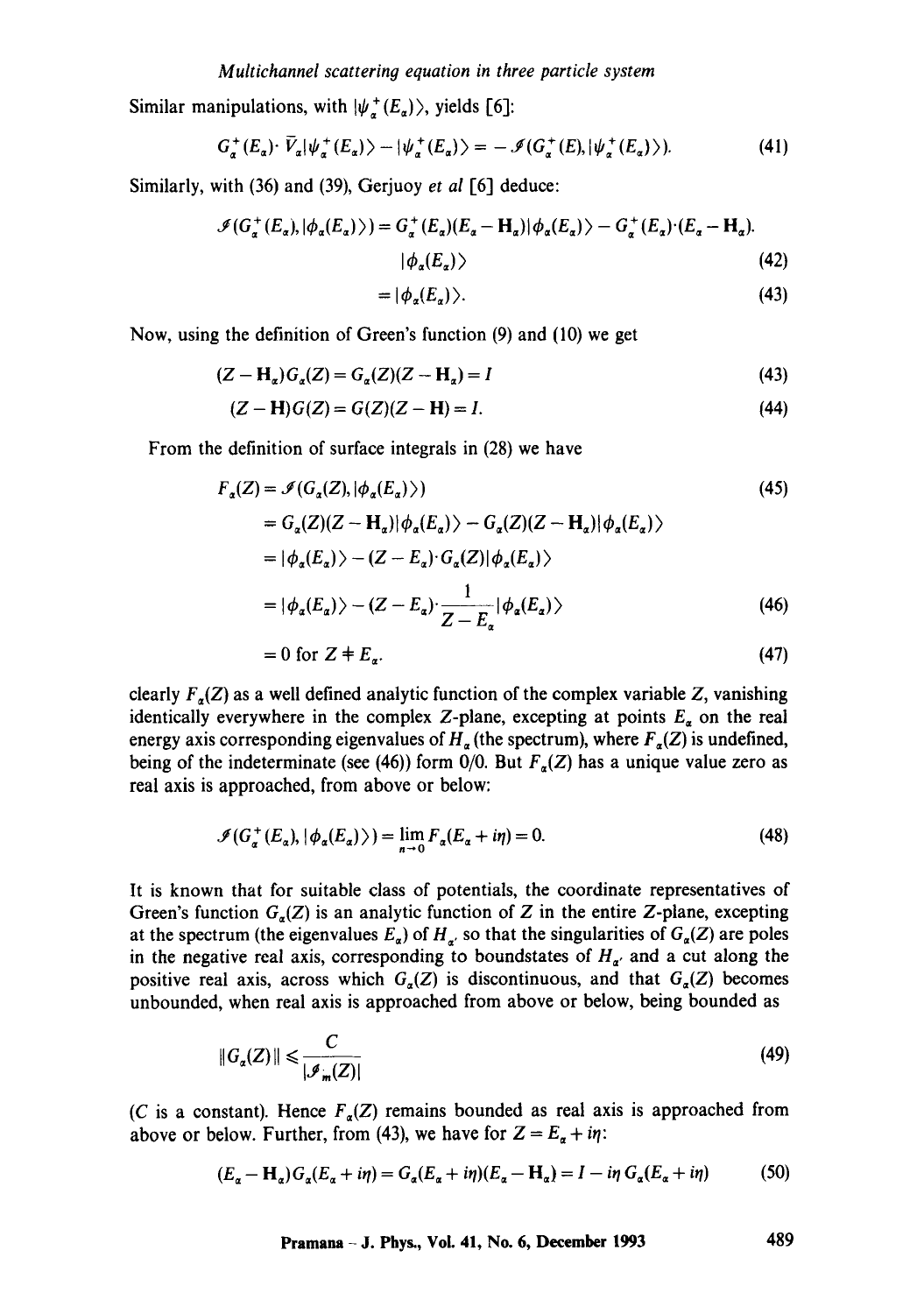Similar manipulations, with $|\psi_\alpha^+(E_\alpha)\rangle$, yields [6]:

$$G_\alpha^+(E_\alpha)\cdot \bar{V}_\alpha|\psi_\alpha^+(E_\alpha)\rangle - |\psi_\alpha^+(E_\alpha)\rangle = -\mathscr{I}(G_\alpha^+(E), |\psi_\alpha^+(E_\alpha)\rangle). \tag{41}$$

Similarly, with (36) and (39), Gerjuoy *et al* [6] deduce:

$$\mathscr{I}(G_\alpha^+(E_\alpha), |\phi_\alpha(E_\alpha)\rangle) = G_\alpha^+(E_\alpha)(E_\alpha - \mathbf{H}_\alpha)|\phi_\alpha(E_\alpha)\rangle - G_\alpha^+(E_\alpha)\cdot(E_\alpha - \mathbf{H}_\alpha).$$
$$|\phi_\alpha(E_\alpha)\rangle \tag{42}$$

$$= |\phi_\alpha(E_\alpha)\rangle. \tag{43}$$

Now, using the definition of Green's function (9) and (10) we get

$$(Z - \mathbf{H}_\alpha)G_\alpha(Z) = G_\alpha(Z)(Z - \mathbf{H}_\alpha) = I \tag{43}$$

$$(Z - \mathbf{H})G(Z) = G(Z)(Z - \mathbf{H}) = I. \tag{44}$$

From the definition of surface integrals in (28) we have

$$F_\alpha(Z) = \mathscr{I}(G_\alpha(Z), |\phi_\alpha(E_\alpha)\rangle) \tag{45}$$

$$= G_\alpha(Z)(Z - \mathbf{H}_\alpha)|\phi_\alpha(E_\alpha)\rangle - G_\alpha(Z)(Z - \mathbf{H}_\alpha)|\phi_\alpha(E_\alpha)\rangle$$

$$= |\phi_\alpha(E_\alpha)\rangle - (Z - E_\alpha)\cdot G_\alpha(Z)|\phi_\alpha(E_\alpha)\rangle$$

$$= |\phi_\alpha(E_\alpha)\rangle - (Z - E_\alpha)\cdot\frac{1}{Z - E_\alpha}|\phi_\alpha(E_\alpha)\rangle \tag{46}$$

$$= 0 \text{ for } Z \neq E_\alpha. \tag{47}$$

clearly $F_\alpha(Z)$ as a well defined analytic function of the complex variable $Z$, vanishing identically everywhere in the complex $Z$-plane, excepting at points $E_\alpha$ on the real energy axis corresponding eigenvalues of $H_\alpha$ (the spectrum), where $F_\alpha(Z)$ is undefined, being of the indeterminate (see (46)) form 0/0. But $F_\alpha(Z)$ has a unique value zero as real axis is approached, from above or below:

$$\mathscr{I}(G_\alpha^+(E_\alpha), |\phi_\alpha(E_\alpha)\rangle) = \lim_{n \to 0} F_\alpha(E_\alpha + i\eta) = 0. \tag{48}$$

It is known that for suitable class of potentials, the coordinate representatives of Green's function $G_\alpha(Z)$ is an analytic function of $Z$ in the entire $Z$-plane, excepting at the spectrum (the eigenvalues $E_\alpha$) of $H_\alpha$, so that the singularities of $G_\alpha(Z)$ are poles in the negative real axis, corresponding to boundstates of $H_\alpha$, and a cut along the positive real axis, across which $G_\alpha(Z)$ is discontinuous, and that $G_\alpha(Z)$ becomes unbounded, when real axis is approached from above or below, being bounded as

$$\|G_\alpha(Z)\| \leqslant \frac{C}{|\mathscr{I}_m(Z)|} \tag{49}$$

($C$ is a constant). Hence $F_\alpha(Z)$ remains bounded as real axis is approached from above or below. Further, from (43), we have for $Z = E_\alpha + i\eta$:

$$(E_\alpha - \mathbf{H}_\alpha)G_\alpha(E_\alpha + i\eta) = G_\alpha(E_\alpha + i\eta)(E_\alpha - \mathbf{H}_\alpha) = I - i\eta\, G_\alpha(E_\alpha + i\eta) \tag{50}$$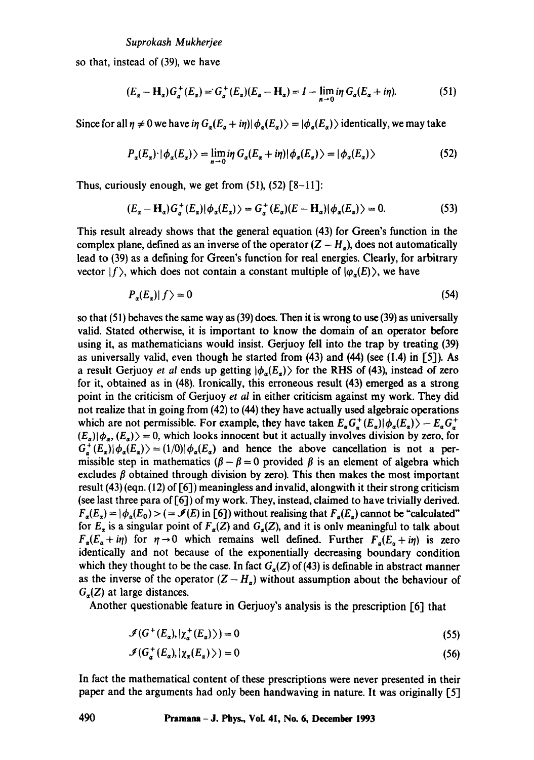so that, instead of (39), we have

$$(E_\alpha - \mathbf{H}_\alpha) G_\alpha^+(E_\alpha) = G_\alpha^+(E_\alpha)(E_\alpha - \mathbf{H}_\alpha) = I - \lim_{\eta \to 0} i\eta\, G_\alpha(E_\alpha + i\eta). \tag{51}$$

Since for all $\eta \neq 0$ we have $i\eta\, G_\alpha(E_\alpha + i\eta)|\phi_\alpha(E_\alpha)\rangle = |\phi_\alpha(E_\alpha)\rangle$ identically, we may take

$$P_\alpha(E_\alpha)\cdot|\phi_\alpha(E_\alpha)\rangle = \lim_{\eta \to 0} i\eta\, G_\alpha(E_\alpha + i\eta)|\phi_\alpha(E_\alpha)\rangle = |\phi_\alpha(E_\alpha)\rangle \tag{52}$$

Thus, curiously enough, we get from (51), (52) [8–11]:

$$(E_\alpha - \mathbf{H}_\alpha) G_\alpha^+(E_\alpha)|\phi_\alpha(E_\alpha)\rangle = G_\alpha^+(E_\alpha)(E - \mathbf{H}_\alpha)|\phi_\alpha(E_\alpha)\rangle = 0. \tag{53}$$

This result already shows that the general equation (43) for Green's function in the complex plane, defined as an inverse of the operator $(Z - H_\alpha)$, does not automatically lead to (39) as a defining for Green's function for real energies. Clearly, for arbitrary vector $|f\rangle$, which does not contain a constant multiple of $|\varphi_\alpha(E)\rangle$, we have

$$P_\alpha(E_\alpha)|f\rangle = 0 \tag{54}$$

so that (51) behaves the same way as (39) does. Then it is wrong to use (39) as universally valid. Stated otherwise, it is important to know the domain of an operator before using it, as mathematicians would insist. Gerjuoy fell into the trap by treating (39) as universally valid, even though he started from (43) and (44) (see (1.4) in [5]). As a result Gerjuoy *et al* ends up getting $|\phi_\alpha(E_\alpha)\rangle$ for the RHS of (43), instead of zero for it, obtained as in (48). Ironically, this erroneous result (43) emerged as a strong point in the criticism of Gerjuoy *et al* in either criticism against my work. They did not realize that in going from (42) to (44) they have actually used algebraic operations which are not permissible. For example, they have taken $E_\alpha G_\alpha^+(E_\alpha)|\phi_\alpha(E_\alpha)\rangle - E_\alpha G_\alpha^+(E_\alpha)|\phi_\alpha, (E_\alpha)\rangle = 0$, which looks innocent but it actually involves division by zero, for $G_\alpha^+(E_\alpha)|\phi_\alpha(E_\alpha)\rangle = (1/0)|\phi_\alpha(E_\alpha)$ and hence the above cancellation is not a permissible step in mathematics ($\beta - \beta = 0$ provided $\beta$ is an element of algebra which excludes $\beta$ obtained through division by zero). This then makes the most important result (43) (eqn. (12) of [6]) meaningless and invalid, alongwith it their strong criticism (see last three para of [6]) of my work. They, instead, claimed to have trivially derived. $F_\alpha(E_\alpha) = |\phi_\alpha(E_0)\rangle (= \mathscr{I}(E)$ in [6]) without realising that $F_\alpha(E_\alpha)$ cannot be "calculated" for $E_\alpha$ is a singular point of $F_\alpha(Z)$ and $G_\alpha(Z)$, and it is onlv meaningful to talk about $F_\alpha(E_\alpha + i\eta)$ for $\eta \to 0$ which remains well defined. Further $F_\alpha(E_\alpha + i\eta)$ is zero identically and not because of the exponentially decreasing boundary condition which they thought to be the case. In fact $G_\alpha(Z)$ of (43) is definable in abstract manner as the inverse of the operator $(Z - H_\alpha)$ without assumption about the behaviour of $G_\alpha(Z)$ at large distances.

Another questionable feature in Gerjuoy's analysis is the prescription [6] that

$$\mathscr{I}(G^+(E_\alpha), |\chi_\alpha^+(E_\alpha)\rangle) = 0 \tag{55}$$

$$\mathscr{I}(G_\alpha^+(E_\alpha), |\chi_\alpha(E_\alpha)\rangle) = 0 \tag{56}$$

In fact the mathematical content of these prescriptions were never presented in their paper and the arguments had only been handwaving in nature. It was originally [5]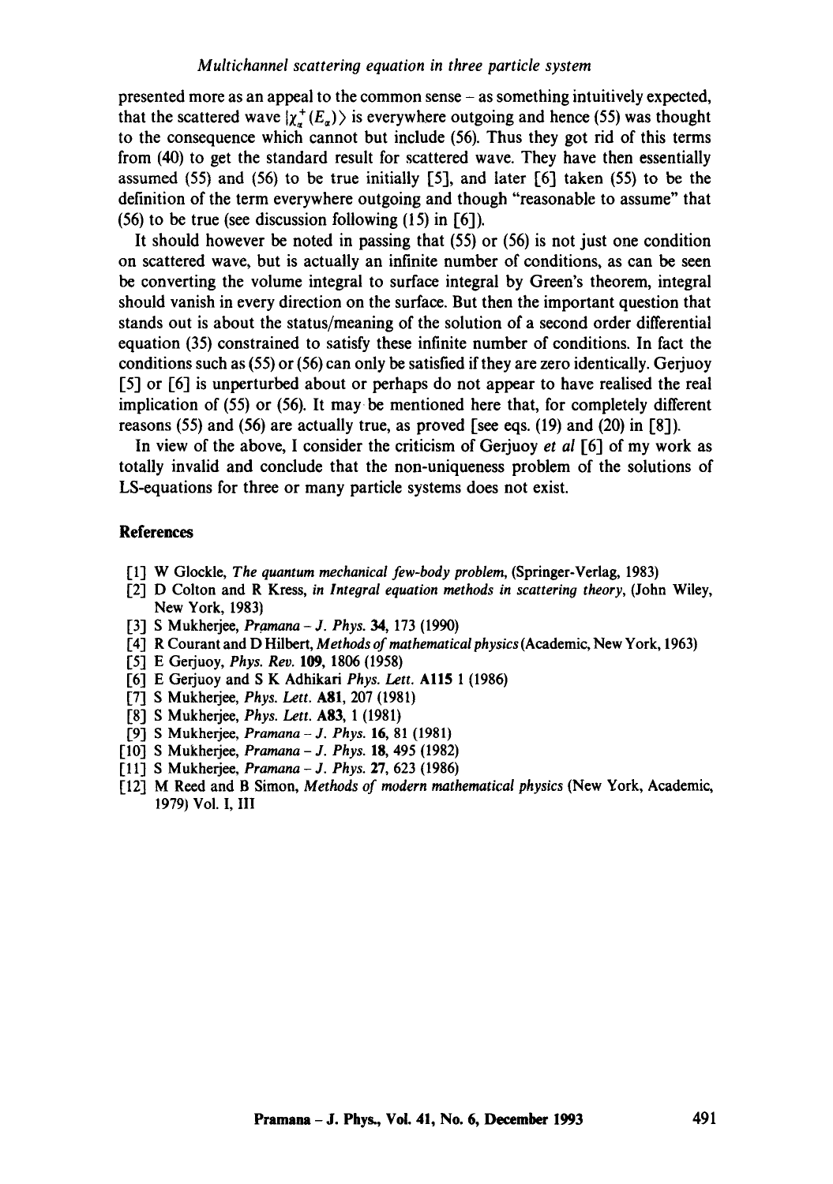presented more as an appeal to the common sense – as something intuitively expected, that the scattered wave $|\chi_\alpha^+(E_\alpha)\rangle$ is everywhere outgoing and hence (55) was thought to the consequence which cannot but include (56). Thus they got rid of this terms from (40) to get the standard result for scattered wave. They have then essentially assumed (55) and (56) to be true initially [5], and later [6] taken (55) to be the definition of the term everywhere outgoing and though "reasonable to assume" that (56) to be true (see discussion following (15) in [6]).

It should however be noted in passing that (55) or (56) is not just one condition on scattered wave, but is actually an infinite number of conditions, as can be seen be converting the volume integral to surface integral by Green's theorem, integral should vanish in every direction on the surface. But then the important question that stands out is about the status/meaning of the solution of a second order differential equation (35) constrained to satisfy these infinite number of conditions. In fact the conditions such as (55) or (56) can only be satisfied if they are zero identically. Gerjuoy [5] or [6] is unperturbed about or perhaps do not appear to have realised the real implication of (55) or (56). It may be mentioned here that, for completely different reasons (55) and (56) are actually true, as proved [see eqs. (19) and (20) in [8]).

In view of the above, I consider the criticism of Gerjuoy *et al* [6] of my work as totally invalid and conclude that the non-uniqueness problem of the solutions of LS-equations for three or many particle systems does not exist.

## References

[1] W Glockle, *The quantum mechanical few-body problem*, (Springer-Verlag, 1983)
[2] D Colton and R Kress, *in Integral equation methods in scattering theory*, (John Wiley, New York, 1983)
[3] S Mukherjee, *Pramana – J. Phys.* **34**, 173 (1990)
[4] R Courant and D Hilbert, *Methods of mathematical physics* (Academic, New York, 1963)
[5] E Gerjuoy, *Phys. Rev.* **109**, 1806 (1958)
[6] E Gerjuoy and S K Adhikari *Phys. Lett.* **A115** 1 (1986)
[7] S Mukherjee, *Phys. Lett.* **A81**, 207 (1981)
[8] S Mukherjee, *Phys. Lett.* **A83**, 1 (1981)
[9] S Mukherjee, *Pramana – J. Phys.* **16**, 81 (1981)
[10] S Mukherjee, *Pramana – J. Phys.* **18**, 495 (1982)
[11] S Mukherjee, *Pramana – J. Phys.* **27**, 623 (1986)
[12] M Reed and B Simon, *Methods of modern mathematical physics* (New York, Academic, 1979) Vol. I, III